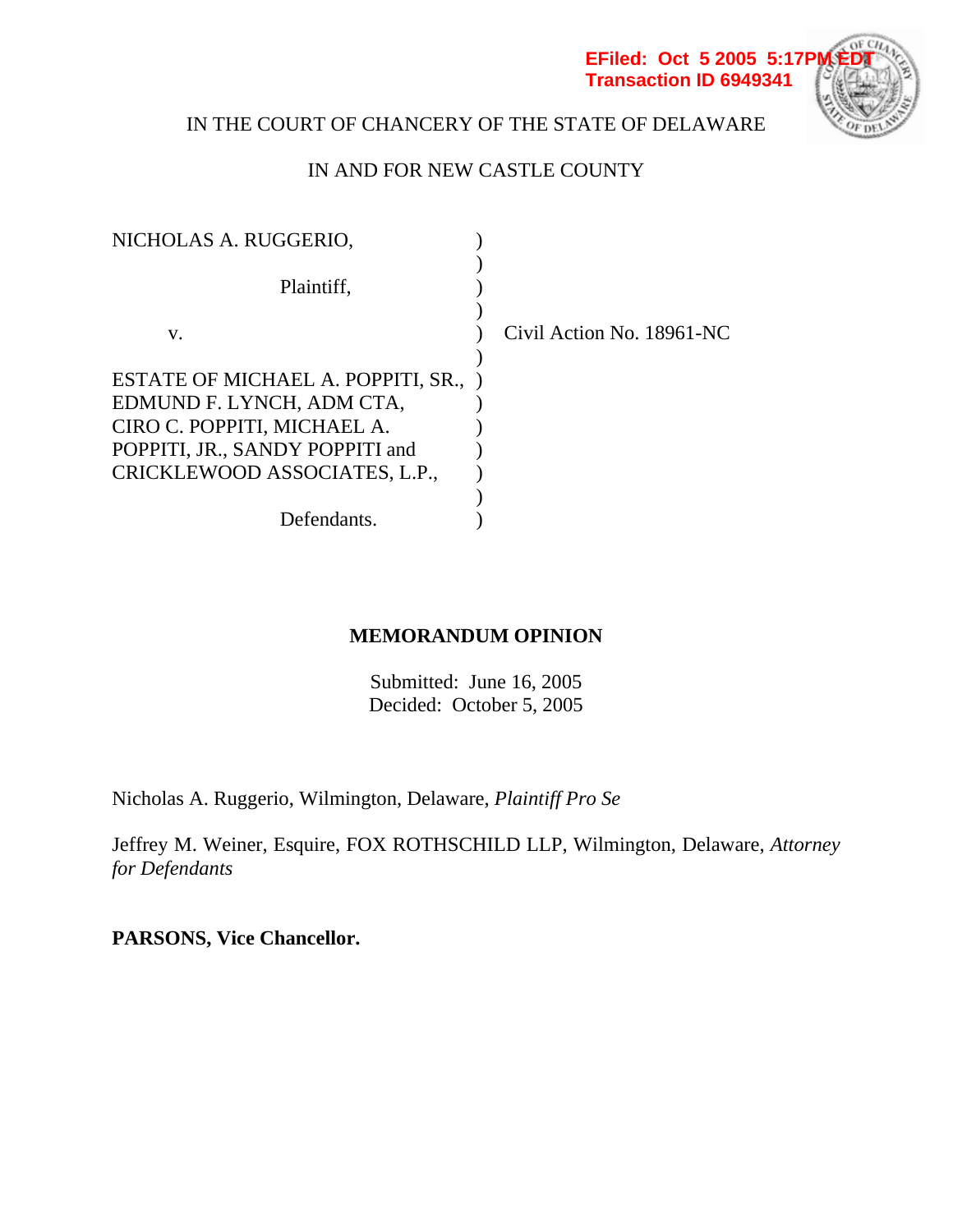EFiled: Oct 5 2005 5:17PM EDT
Transaction ID 6949341

IN THE COURT OF CHANCERY OF THE STATE OF DELAWARE

IN AND FOR NEW CASTLE COUNTY

| | | |
|---|---|---|
| NICHOLAS A. RUGGERIO, | ) | |
| Plaintiff, | ) | |
| v. | ) | Civil Action No. 18961-NC |
| ESTATE OF MICHAEL A. POPPITI, SR., EDMUND F. LYNCH, ADM CTA, CIRO C. POPPITI, MICHAEL A. POPPITI, JR., SANDY POPPITI and CRICKLEWOOD ASSOCIATES, L.P., | ) | |
| Defendants. | ) | |

**MEMORANDUM OPINION**

Submitted: June 16, 2005
Decided: October 5, 2005

Nicholas A. Ruggerio, Wilmington, Delaware, *Plaintiff Pro Se*

Jeffrey M. Weiner, Esquire, FOX ROTHSCHILD LLP, Wilmington, Delaware, *Attorney for Defendants*

**PARSONS, Vice Chancellor.**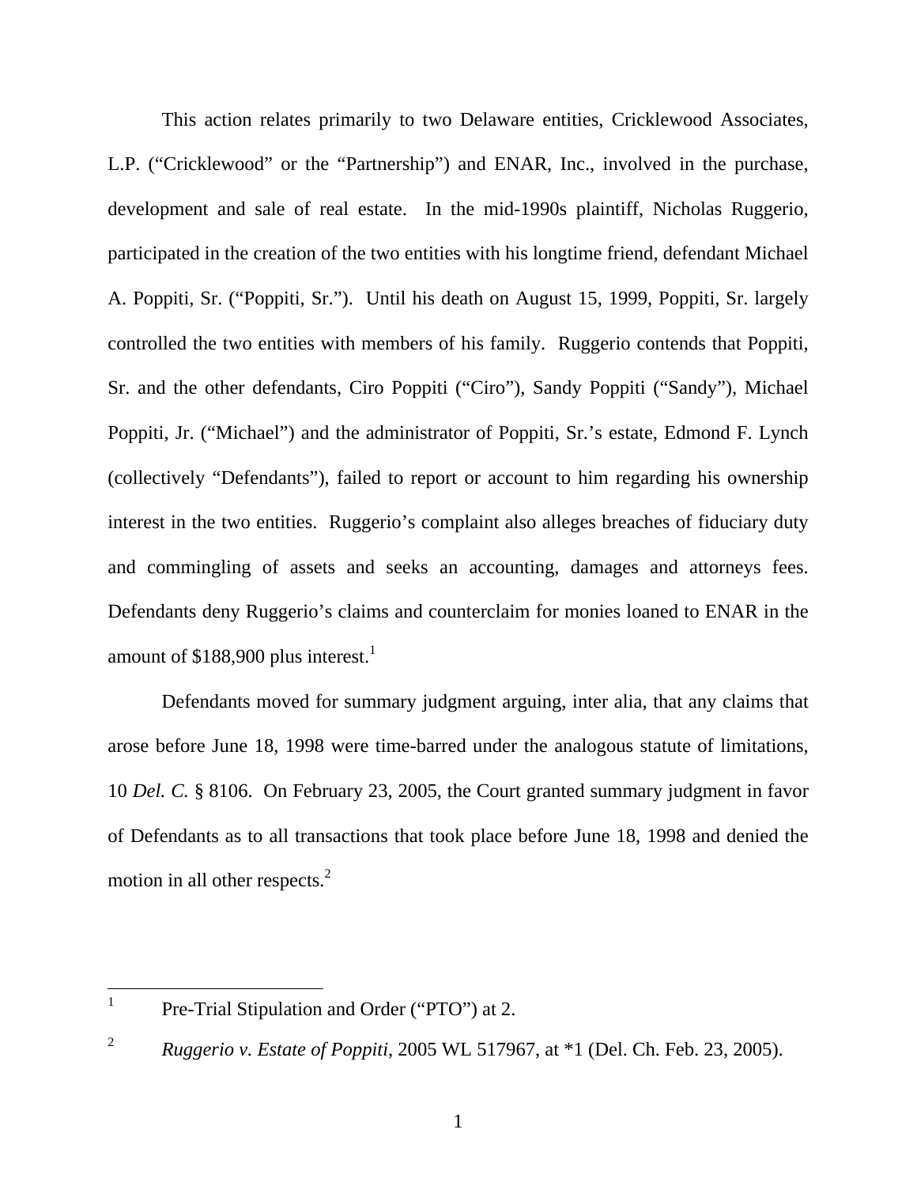This action relates primarily to two Delaware entities, Cricklewood Associates, L.P. ("Cricklewood" or the "Partnership") and ENAR, Inc., involved in the purchase, development and sale of real estate. In the mid-1990s plaintiff, Nicholas Ruggerio, participated in the creation of the two entities with his longtime friend, defendant Michael A. Poppiti, Sr. ("Poppiti, Sr."). Until his death on August 15, 1999, Poppiti, Sr. largely controlled the two entities with members of his family. Ruggerio contends that Poppiti, Sr. and the other defendants, Ciro Poppiti ("Ciro"), Sandy Poppiti ("Sandy"), Michael Poppiti, Jr. ("Michael") and the administrator of Poppiti, Sr.'s estate, Edmond F. Lynch (collectively "Defendants"), failed to report or account to him regarding his ownership interest in the two entities. Ruggerio's complaint also alleges breaches of fiduciary duty and commingling of assets and seeks an accounting, damages and attorneys fees. Defendants deny Ruggerio's claims and counterclaim for monies loaned to ENAR in the amount of $188,900 plus interest.[1]

Defendants moved for summary judgment arguing, inter alia, that any claims that arose before June 18, 1998 were time-barred under the analogous statute of limitations, 10 *Del. C.* § 8106. On February 23, 2005, the Court granted summary judgment in favor of Defendants as to all transactions that took place before June 18, 1998 and denied the motion in all other respects.[2]

---

[1] Pre-Trial Stipulation and Order ("PTO") at 2.

[2] *Ruggerio v. Estate of Poppiti*, 2005 WL 517967, at *1 (Del. Ch. Feb. 23, 2005).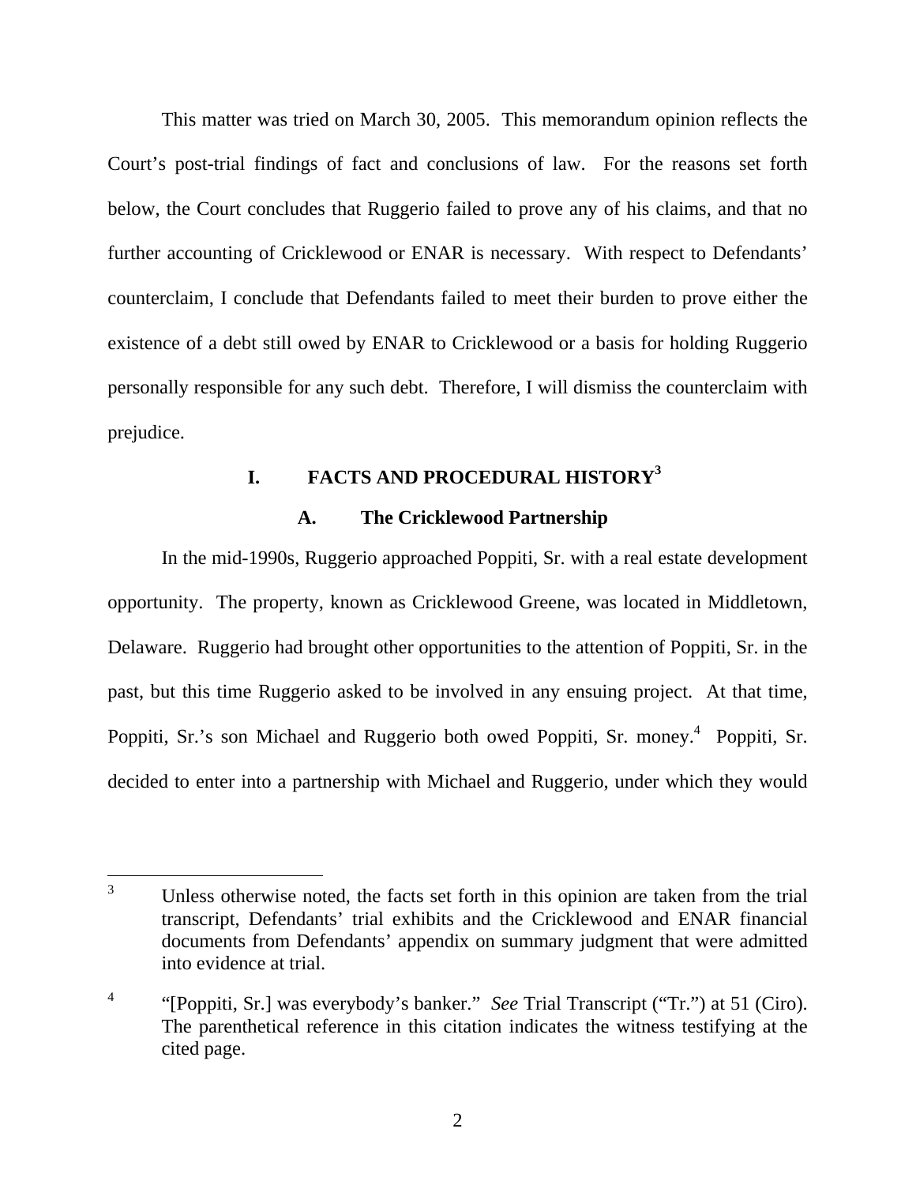This matter was tried on March 30, 2005. This memorandum opinion reflects the Court's post-trial findings of fact and conclusions of law. For the reasons set forth below, the Court concludes that Ruggerio failed to prove any of his claims, and that no further accounting of Cricklewood or ENAR is necessary. With respect to Defendants' counterclaim, I conclude that Defendants failed to meet their burden to prove either the existence of a debt still owed by ENAR to Cricklewood or a basis for holding Ruggerio personally responsible for any such debt. Therefore, I will dismiss the counterclaim with prejudice.

## I. FACTS AND PROCEDURAL HISTORY[3]

### A. The Cricklewood Partnership

In the mid-1990s, Ruggerio approached Poppiti, Sr. with a real estate development opportunity. The property, known as Cricklewood Greene, was located in Middletown, Delaware. Ruggerio had brought other opportunities to the attention of Poppiti, Sr. in the past, but this time Ruggerio asked to be involved in any ensuing project. At that time, Poppiti, Sr.'s son Michael and Ruggerio both owed Poppiti, Sr. money.[4] Poppiti, Sr. decided to enter into a partnership with Michael and Ruggerio, under which they would

---

[3] Unless otherwise noted, the facts set forth in this opinion are taken from the trial transcript, Defendants' trial exhibits and the Cricklewood and ENAR financial documents from Defendants' appendix on summary judgment that were admitted into evidence at trial.

[4] "[Poppiti, Sr.] was everybody's banker." *See* Trial Transcript ("Tr.") at 51 (Ciro). The parenthetical reference in this citation indicates the witness testifying at the cited page.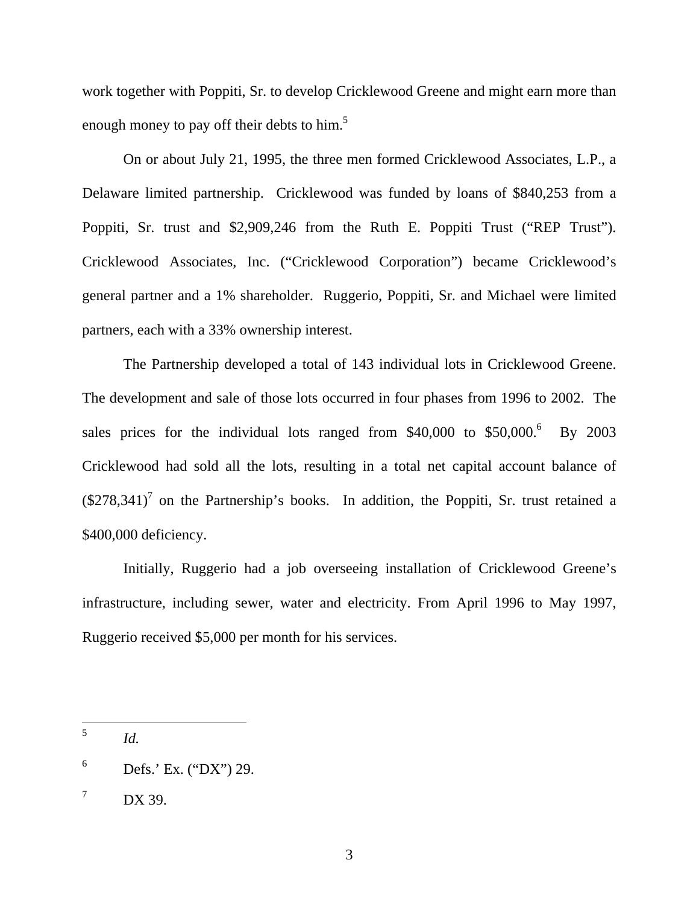work together with Poppiti, Sr. to develop Cricklewood Greene and might earn more than enough money to pay off their debts to him.[5]

On or about July 21, 1995, the three men formed Cricklewood Associates, L.P., a Delaware limited partnership. Cricklewood was funded by loans of $840,253 from a Poppiti, Sr. trust and $2,909,246 from the Ruth E. Poppiti Trust ("REP Trust"). Cricklewood Associates, Inc. ("Cricklewood Corporation") became Cricklewood's general partner and a 1% shareholder. Ruggerio, Poppiti, Sr. and Michael were limited partners, each with a 33% ownership interest.

The Partnership developed a total of 143 individual lots in Cricklewood Greene. The development and sale of those lots occurred in four phases from 1996 to 2002. The sales prices for the individual lots ranged from $40,000 to $50,000.[6] By 2003 Cricklewood had sold all the lots, resulting in a total net capital account balance of ($278,341)[7] on the Partnership's books. In addition, the Poppiti, Sr. trust retained a $400,000 deficiency.

Initially, Ruggerio had a job overseeing installation of Cricklewood Greene's infrastructure, including sewer, water and electricity. From April 1996 to May 1997, Ruggerio received $5,000 per month for his services.

---

[5] *Id.*

[6] Defs.' Ex. ("DX") 29.

[7] DX 39.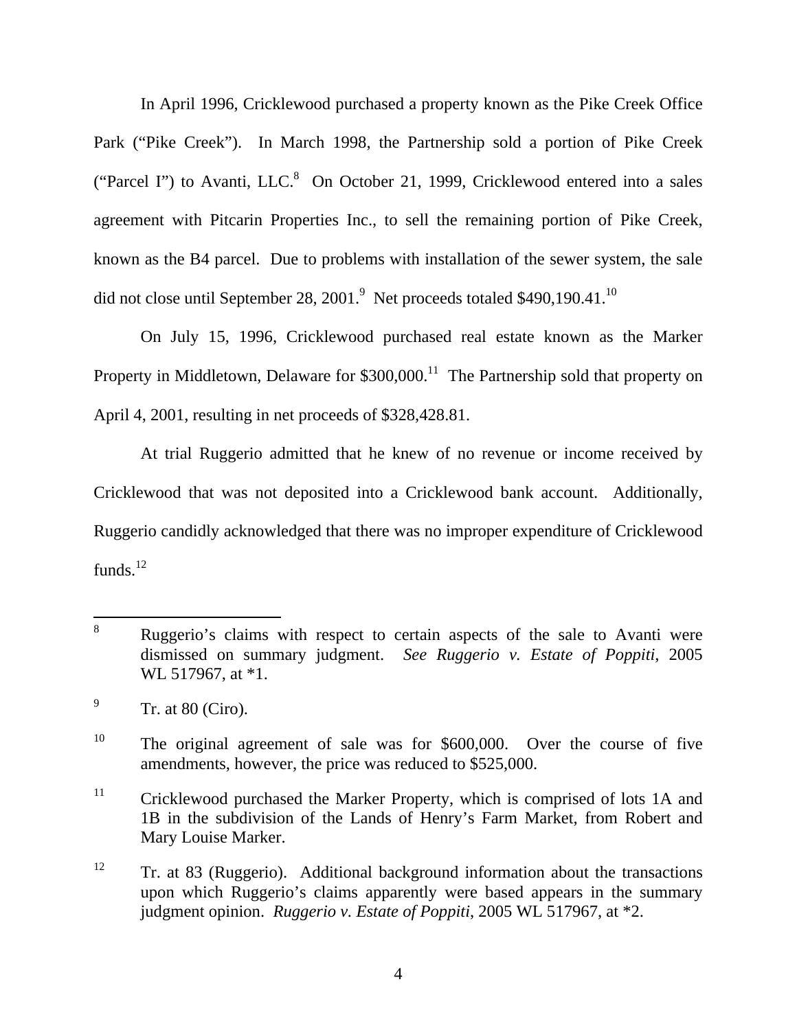In April 1996, Cricklewood purchased a property known as the Pike Creek Office Park ("Pike Creek"). In March 1998, the Partnership sold a portion of Pike Creek ("Parcel I") to Avanti, LLC.[8] On October 21, 1999, Cricklewood entered into a sales agreement with Pitcarin Properties Inc., to sell the remaining portion of Pike Creek, known as the B4 parcel. Due to problems with installation of the sewer system, the sale did not close until September 28, 2001.[9] Net proceeds totaled $490,190.41.[10]

On July 15, 1996, Cricklewood purchased real estate known as the Marker Property in Middletown, Delaware for $300,000.[11] The Partnership sold that property on April 4, 2001, resulting in net proceeds of $328,428.81.

At trial Ruggerio admitted that he knew of no revenue or income received by Cricklewood that was not deposited into a Cricklewood bank account. Additionally, Ruggerio candidly acknowledged that there was no improper expenditure of Cricklewood funds.[12]

---

[8] Ruggerio's claims with respect to certain aspects of the sale to Avanti were dismissed on summary judgment. *See Ruggerio v. Estate of Poppiti*, 2005 WL 517967, at *1.

[9] Tr. at 80 (Ciro).

[10] The original agreement of sale was for $600,000. Over the course of five amendments, however, the price was reduced to $525,000.

[11] Cricklewood purchased the Marker Property, which is comprised of lots 1A and 1B in the subdivision of the Lands of Henry's Farm Market, from Robert and Mary Louise Marker.

[12] Tr. at 83 (Ruggerio). Additional background information about the transactions upon which Ruggerio's claims apparently were based appears in the summary judgment opinion. *Ruggerio v. Estate of Poppiti*, 2005 WL 517967, at *2.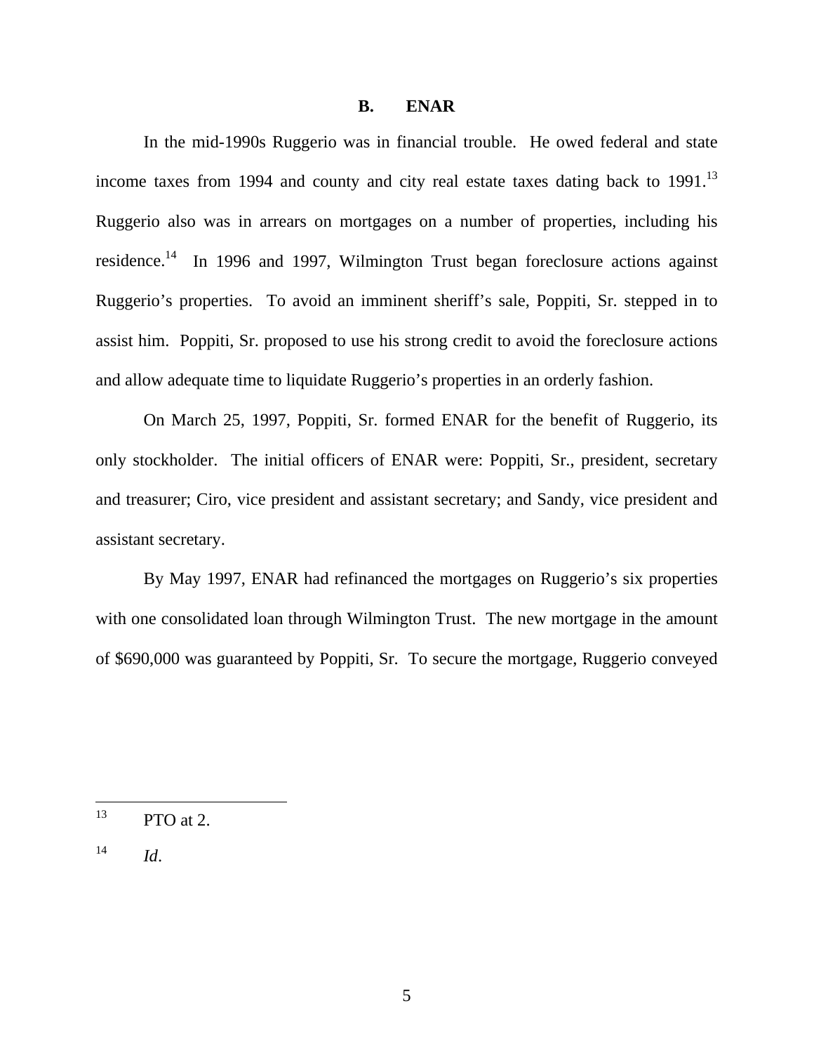### B. ENAR

In the mid-1990s Ruggerio was in financial trouble. He owed federal and state income taxes from 1994 and county and city real estate taxes dating back to 1991.[13] Ruggerio also was in arrears on mortgages on a number of properties, including his residence.[14] In 1996 and 1997, Wilmington Trust began foreclosure actions against Ruggerio's properties. To avoid an imminent sheriff's sale, Poppiti, Sr. stepped in to assist him. Poppiti, Sr. proposed to use his strong credit to avoid the foreclosure actions and allow adequate time to liquidate Ruggerio's properties in an orderly fashion.

On March 25, 1997, Poppiti, Sr. formed ENAR for the benefit of Ruggerio, its only stockholder. The initial officers of ENAR were: Poppiti, Sr., president, secretary and treasurer; Ciro, vice president and assistant secretary; and Sandy, vice president and assistant secretary.

By May 1997, ENAR had refinanced the mortgages on Ruggerio's six properties with one consolidated loan through Wilmington Trust. The new mortgage in the amount of $690,000 was guaranteed by Poppiti, Sr. To secure the mortgage, Ruggerio conveyed

---

[13] PTO at 2.

[14] *Id*.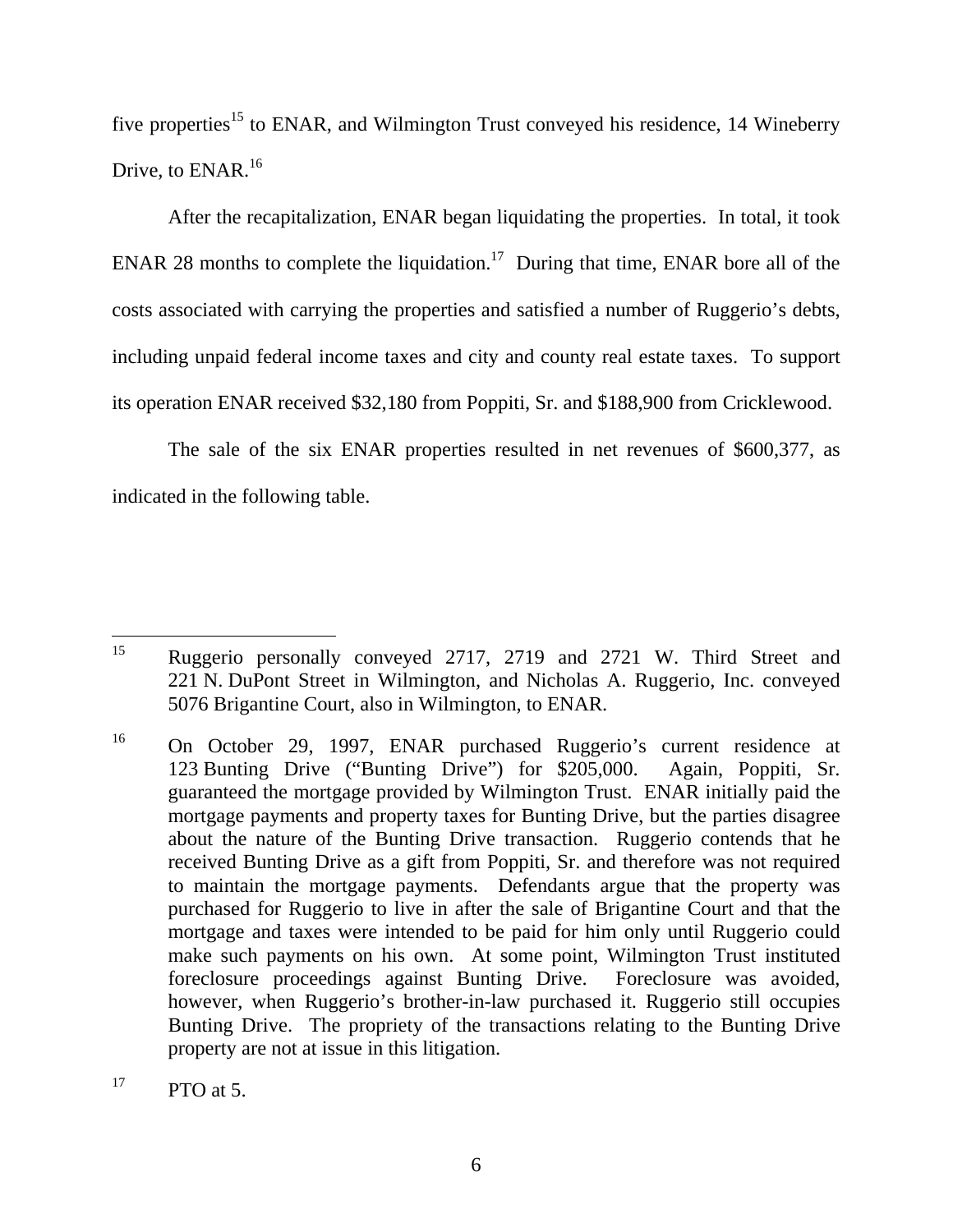five properties[15] to ENAR, and Wilmington Trust conveyed his residence, 14 Wineberry Drive, to ENAR.[16]

After the recapitalization, ENAR began liquidating the properties. In total, it took ENAR 28 months to complete the liquidation.[17] During that time, ENAR bore all of the costs associated with carrying the properties and satisfied a number of Ruggerio's debts, including unpaid federal income taxes and city and county real estate taxes. To support its operation ENAR received $32,180 from Poppiti, Sr. and $188,900 from Cricklewood.

The sale of the six ENAR properties resulted in net revenues of $600,377, as indicated in the following table.

---

[15] Ruggerio personally conveyed 2717, 2719 and 2721 W. Third Street and 221 N. DuPont Street in Wilmington, and Nicholas A. Ruggerio, Inc. conveyed 5076 Brigantine Court, also in Wilmington, to ENAR.

[16] On October 29, 1997, ENAR purchased Ruggerio's current residence at 123 Bunting Drive ("Bunting Drive") for $205,000. Again, Poppiti, Sr. guaranteed the mortgage provided by Wilmington Trust. ENAR initially paid the mortgage payments and property taxes for Bunting Drive, but the parties disagree about the nature of the Bunting Drive transaction. Ruggerio contends that he received Bunting Drive as a gift from Poppiti, Sr. and therefore was not required to maintain the mortgage payments. Defendants argue that the property was purchased for Ruggerio to live in after the sale of Brigantine Court and that the mortgage and taxes were intended to be paid for him only until Ruggerio could make such payments on his own. At some point, Wilmington Trust instituted foreclosure proceedings against Bunting Drive. Foreclosure was avoided, however, when Ruggerio's brother-in-law purchased it. Ruggerio still occupies Bunting Drive. The propriety of the transactions relating to the Bunting Drive property are not at issue in this litigation.

[17] PTO at 5.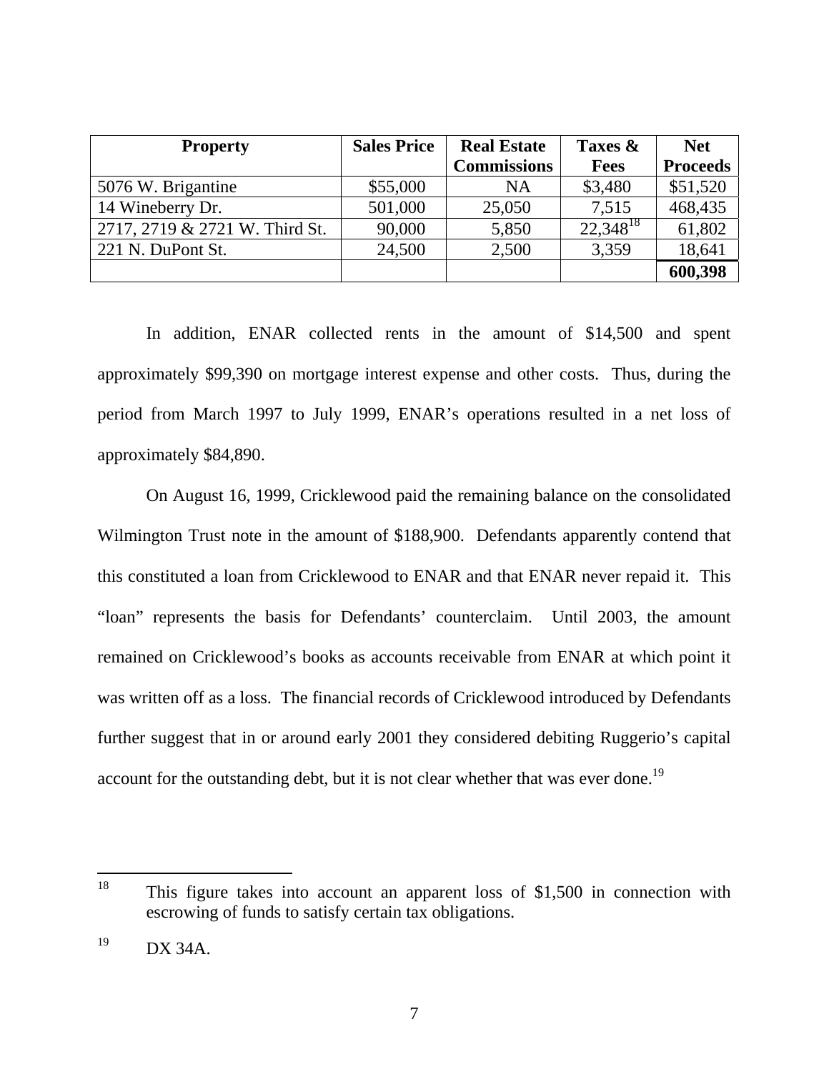| Property | Sales Price | Real Estate Commissions | Taxes & Fees | Net Proceeds |
|---|---|---|---|---|
| 5076 W. Brigantine | $55,000 | NA | $3,480 | $51,520 |
| 14 Wineberry Dr. | 501,000 | 25,050 | 7,515 | 468,435 |
| 2717, 2719 & 2721 W. Third St. | 90,000 | 5,850 | 22,348[18] | 61,802 |
| 221 N. DuPont St. | 24,500 | 2,500 | 3,359 | 18,641 |
| | | | | **600,398** |

In addition, ENAR collected rents in the amount of $14,500 and spent approximately $99,390 on mortgage interest expense and other costs. Thus, during the period from March 1997 to July 1999, ENAR's operations resulted in a net loss of approximately $84,890.

On August 16, 1999, Cricklewood paid the remaining balance on the consolidated Wilmington Trust note in the amount of $188,900. Defendants apparently contend that this constituted a loan from Cricklewood to ENAR and that ENAR never repaid it. This "loan" represents the basis for Defendants' counterclaim. Until 2003, the amount remained on Cricklewood's books as accounts receivable from ENAR at which point it was written off as a loss. The financial records of Cricklewood introduced by Defendants further suggest that in or around early 2001 they considered debiting Ruggerio's capital account for the outstanding debt, but it is not clear whether that was ever done.[19]

---

[18] This figure takes into account an apparent loss of $1,500 in connection with escrowing of funds to satisfy certain tax obligations.

[19] DX 34A.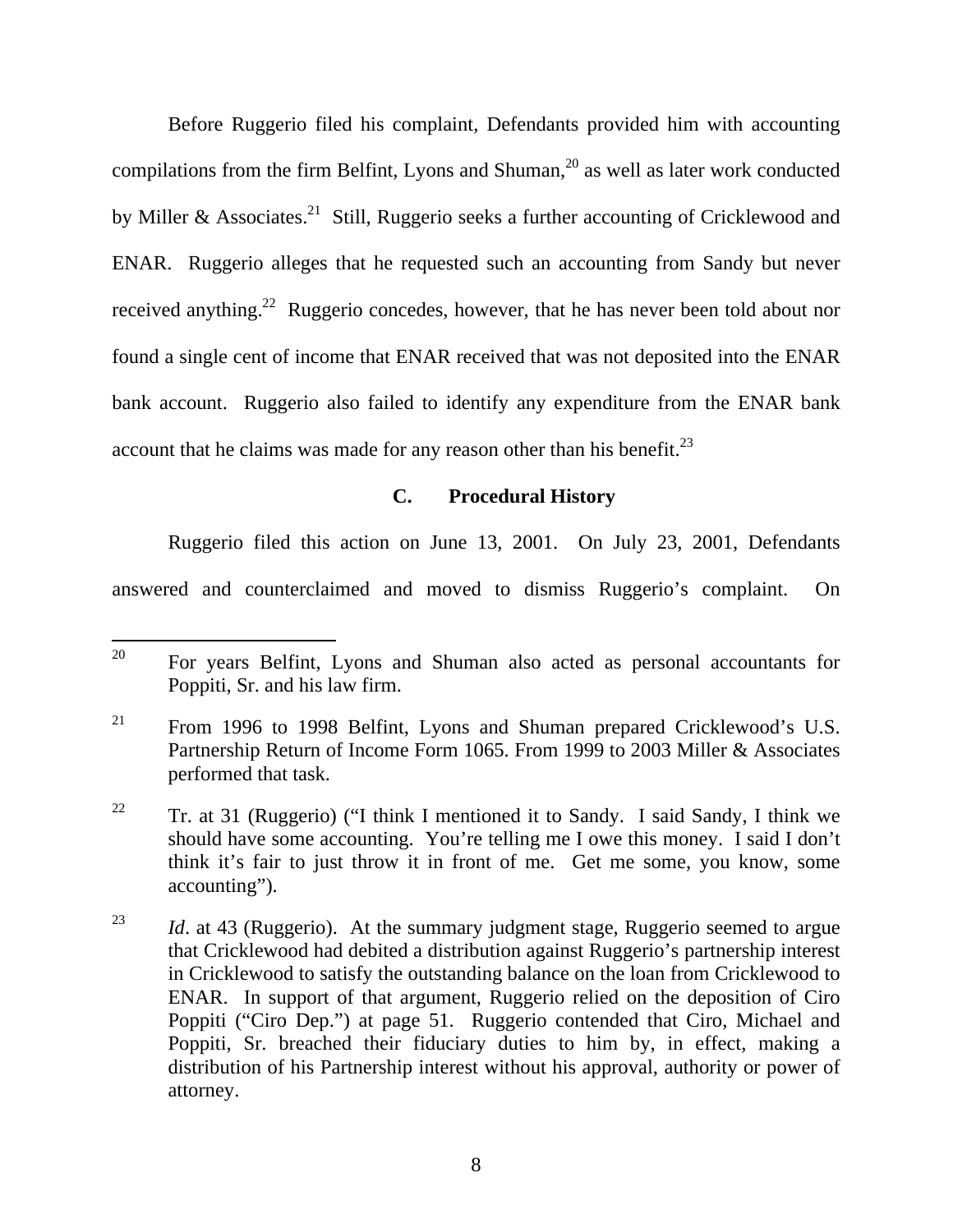Before Ruggerio filed his complaint, Defendants provided him with accounting compilations from the firm Belfint, Lyons and Shuman,[20] as well as later work conducted by Miller & Associates.[21] Still, Ruggerio seeks a further accounting of Cricklewood and ENAR. Ruggerio alleges that he requested such an accounting from Sandy but never received anything.[22] Ruggerio concedes, however, that he has never been told about nor found a single cent of income that ENAR received that was not deposited into the ENAR bank account. Ruggerio also failed to identify any expenditure from the ENAR bank account that he claims was made for any reason other than his benefit.[23]

### C. Procedural History

Ruggerio filed this action on June 13, 2001. On July 23, 2001, Defendants answered and counterclaimed and moved to dismiss Ruggerio's complaint. On

---

[20] For years Belfint, Lyons and Shuman also acted as personal accountants for Poppiti, Sr. and his law firm.

[21] From 1996 to 1998 Belfint, Lyons and Shuman prepared Cricklewood's U.S. Partnership Return of Income Form 1065. From 1999 to 2003 Miller & Associates performed that task.

[22] Tr. at 31 (Ruggerio) ("I think I mentioned it to Sandy. I said Sandy, I think we should have some accounting. You're telling me I owe this money. I said I don't think it's fair to just throw it in front of me. Get me some, you know, some accounting").

[23] *Id*. at 43 (Ruggerio). At the summary judgment stage, Ruggerio seemed to argue that Cricklewood had debited a distribution against Ruggerio's partnership interest in Cricklewood to satisfy the outstanding balance on the loan from Cricklewood to ENAR. In support of that argument, Ruggerio relied on the deposition of Ciro Poppiti ("Ciro Dep.") at page 51. Ruggerio contended that Ciro, Michael and Poppiti, Sr. breached their fiduciary duties to him by, in effect, making a distribution of his Partnership interest without his approval, authority or power of attorney.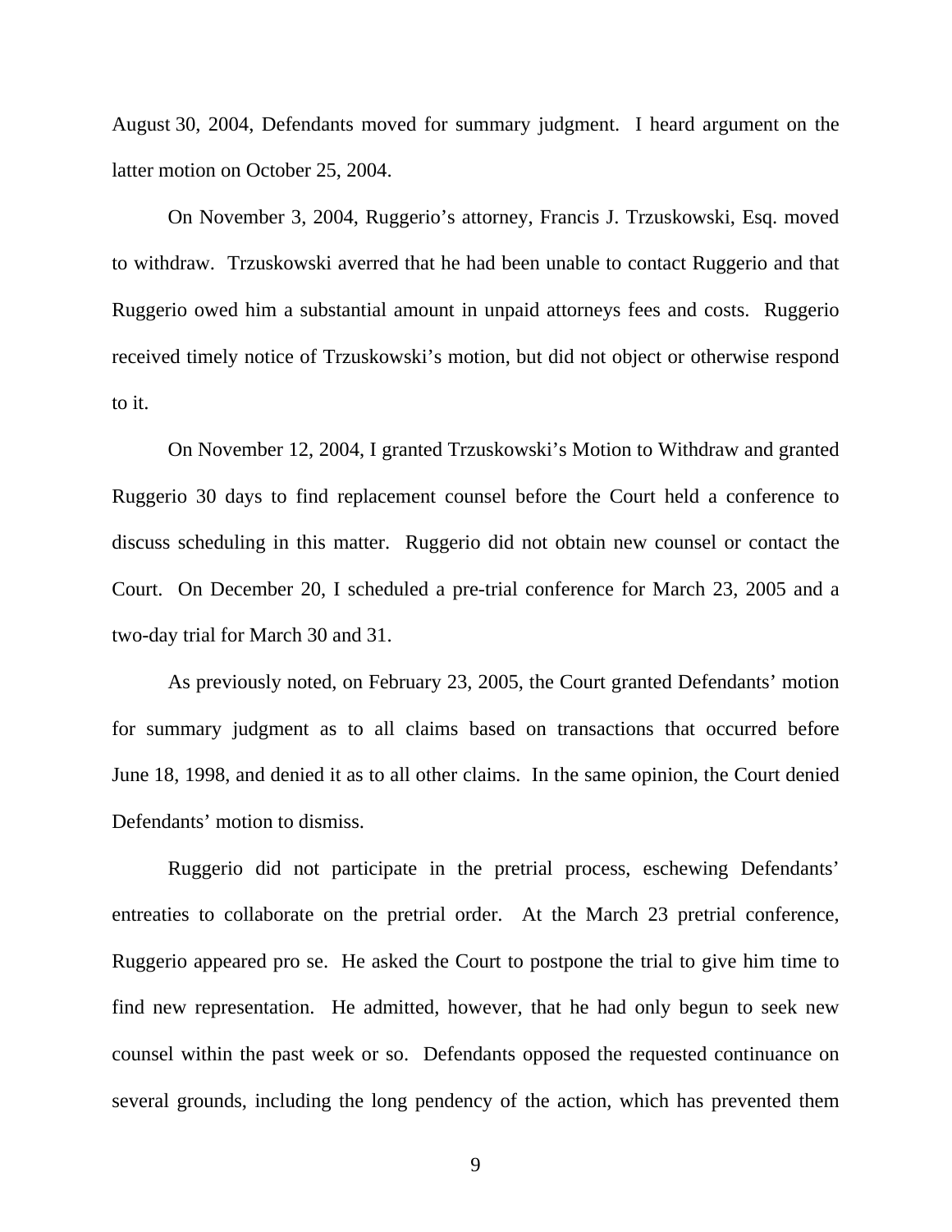August 30, 2004, Defendants moved for summary judgment. I heard argument on the latter motion on October 25, 2004.

On November 3, 2004, Ruggerio's attorney, Francis J. Trzuskowski, Esq. moved to withdraw. Trzuskowski averred that he had been unable to contact Ruggerio and that Ruggerio owed him a substantial amount in unpaid attorneys fees and costs. Ruggerio received timely notice of Trzuskowski's motion, but did not object or otherwise respond to it.

On November 12, 2004, I granted Trzuskowski's Motion to Withdraw and granted Ruggerio 30 days to find replacement counsel before the Court held a conference to discuss scheduling in this matter. Ruggerio did not obtain new counsel or contact the Court. On December 20, I scheduled a pre-trial conference for March 23, 2005 and a two-day trial for March 30 and 31.

As previously noted, on February 23, 2005, the Court granted Defendants' motion for summary judgment as to all claims based on transactions that occurred before June 18, 1998, and denied it as to all other claims. In the same opinion, the Court denied Defendants' motion to dismiss.

Ruggerio did not participate in the pretrial process, eschewing Defendants' entreaties to collaborate on the pretrial order. At the March 23 pretrial conference, Ruggerio appeared pro se. He asked the Court to postpone the trial to give him time to find new representation. He admitted, however, that he had only begun to seek new counsel within the past week or so. Defendants opposed the requested continuance on several grounds, including the long pendency of the action, which has prevented them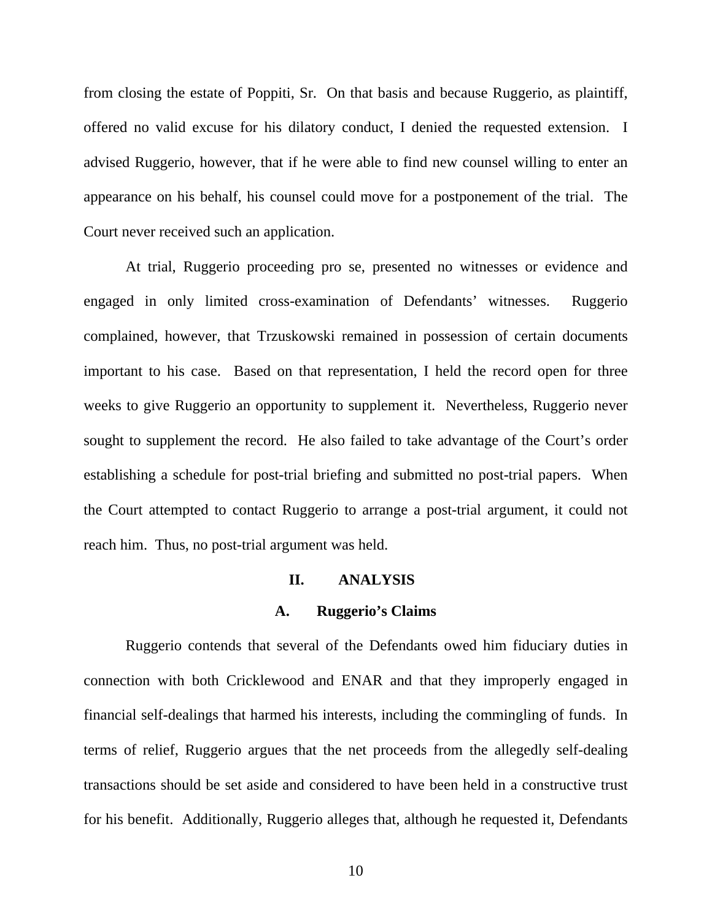from closing the estate of Poppiti, Sr. On that basis and because Ruggerio, as plaintiff, offered no valid excuse for his dilatory conduct, I denied the requested extension. I advised Ruggerio, however, that if he were able to find new counsel willing to enter an appearance on his behalf, his counsel could move for a postponement of the trial. The Court never received such an application.

At trial, Ruggerio proceeding pro se, presented no witnesses or evidence and engaged in only limited cross-examination of Defendants' witnesses. Ruggerio complained, however, that Trzuskowski remained in possession of certain documents important to his case. Based on that representation, I held the record open for three weeks to give Ruggerio an opportunity to supplement it. Nevertheless, Ruggerio never sought to supplement the record. He also failed to take advantage of the Court's order establishing a schedule for post-trial briefing and submitted no post-trial papers. When the Court attempted to contact Ruggerio to arrange a post-trial argument, it could not reach him. Thus, no post-trial argument was held.

## II. ANALYSIS

### A. Ruggerio's Claims

Ruggerio contends that several of the Defendants owed him fiduciary duties in connection with both Cricklewood and ENAR and that they improperly engaged in financial self-dealings that harmed his interests, including the commingling of funds. In terms of relief, Ruggerio argues that the net proceeds from the allegedly self-dealing transactions should be set aside and considered to have been held in a constructive trust for his benefit. Additionally, Ruggerio alleges that, although he requested it, Defendants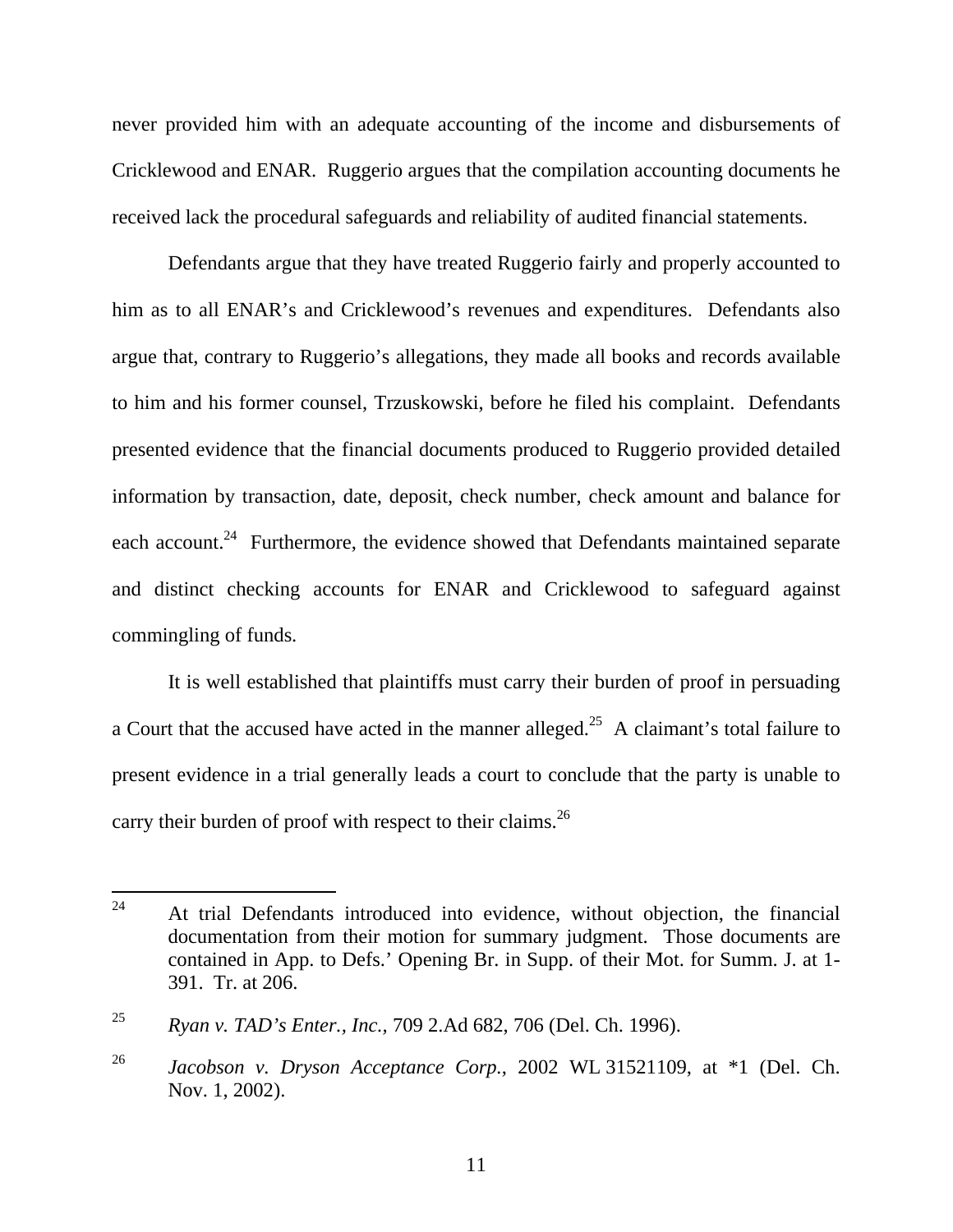never provided him with an adequate accounting of the income and disbursements of Cricklewood and ENAR. Ruggerio argues that the compilation accounting documents he received lack the procedural safeguards and reliability of audited financial statements.

Defendants argue that they have treated Ruggerio fairly and properly accounted to him as to all ENAR's and Cricklewood's revenues and expenditures. Defendants also argue that, contrary to Ruggerio's allegations, they made all books and records available to him and his former counsel, Trzuskowski, before he filed his complaint. Defendants presented evidence that the financial documents produced to Ruggerio provided detailed information by transaction, date, deposit, check number, check amount and balance for each account.[24] Furthermore, the evidence showed that Defendants maintained separate and distinct checking accounts for ENAR and Cricklewood to safeguard against commingling of funds.

It is well established that plaintiffs must carry their burden of proof in persuading a Court that the accused have acted in the manner alleged.[25] A claimant's total failure to present evidence in a trial generally leads a court to conclude that the party is unable to carry their burden of proof with respect to their claims.[26]

---

[24] At trial Defendants introduced into evidence, without objection, the financial documentation from their motion for summary judgment. Those documents are contained in App. to Defs.' Opening Br. in Supp. of their Mot. for Summ. J. at 1-391. Tr. at 206.

[25] *Ryan v. TAD's Enter., Inc.,* 709 2.Ad 682, 706 (Del. Ch. 1996).

[26] *Jacobson v. Dryson Acceptance Corp.,* 2002 WL 31521109, at *1 (Del. Ch. Nov. 1, 2002).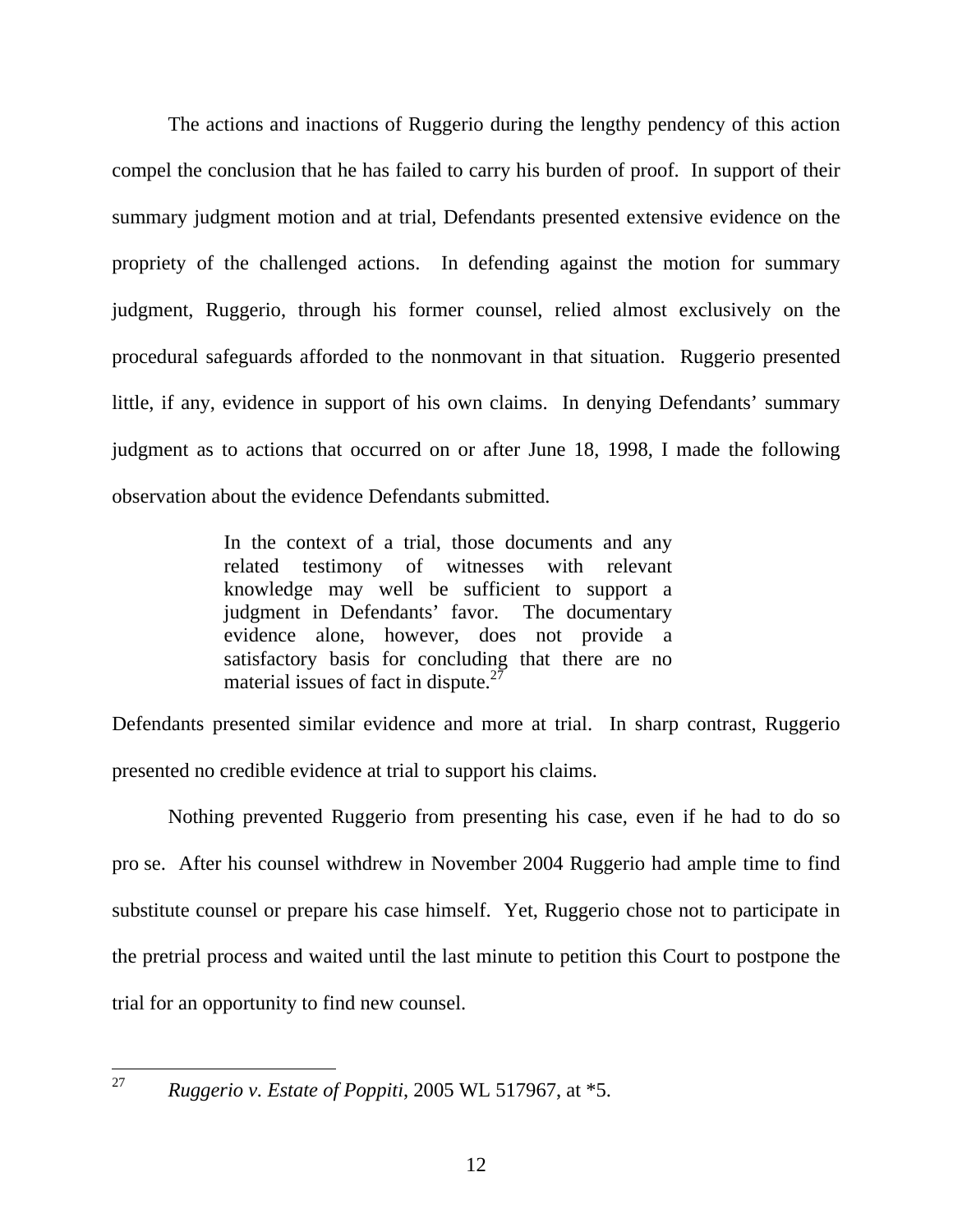The actions and inactions of Ruggerio during the lengthy pendency of this action compel the conclusion that he has failed to carry his burden of proof. In support of their summary judgment motion and at trial, Defendants presented extensive evidence on the propriety of the challenged actions. In defending against the motion for summary judgment, Ruggerio, through his former counsel, relied almost exclusively on the procedural safeguards afforded to the nonmovant in that situation. Ruggerio presented little, if any, evidence in support of his own claims. In denying Defendants' summary judgment as to actions that occurred on or after June 18, 1998, I made the following observation about the evidence Defendants submitted.

> In the context of a trial, those documents and any related testimony of witnesses with relevant knowledge may well be sufficient to support a judgment in Defendants' favor. The documentary evidence alone, however, does not provide a satisfactory basis for concluding that there are no material issues of fact in dispute.[27]

Defendants presented similar evidence and more at trial. In sharp contrast, Ruggerio presented no credible evidence at trial to support his claims.

Nothing prevented Ruggerio from presenting his case, even if he had to do so pro se. After his counsel withdrew in November 2004 Ruggerio had ample time to find substitute counsel or prepare his case himself. Yet, Ruggerio chose not to participate in the pretrial process and waited until the last minute to petition this Court to postpone the trial for an opportunity to find new counsel.

---

[27] *Ruggerio v. Estate of Poppiti*, 2005 WL 517967, at *5.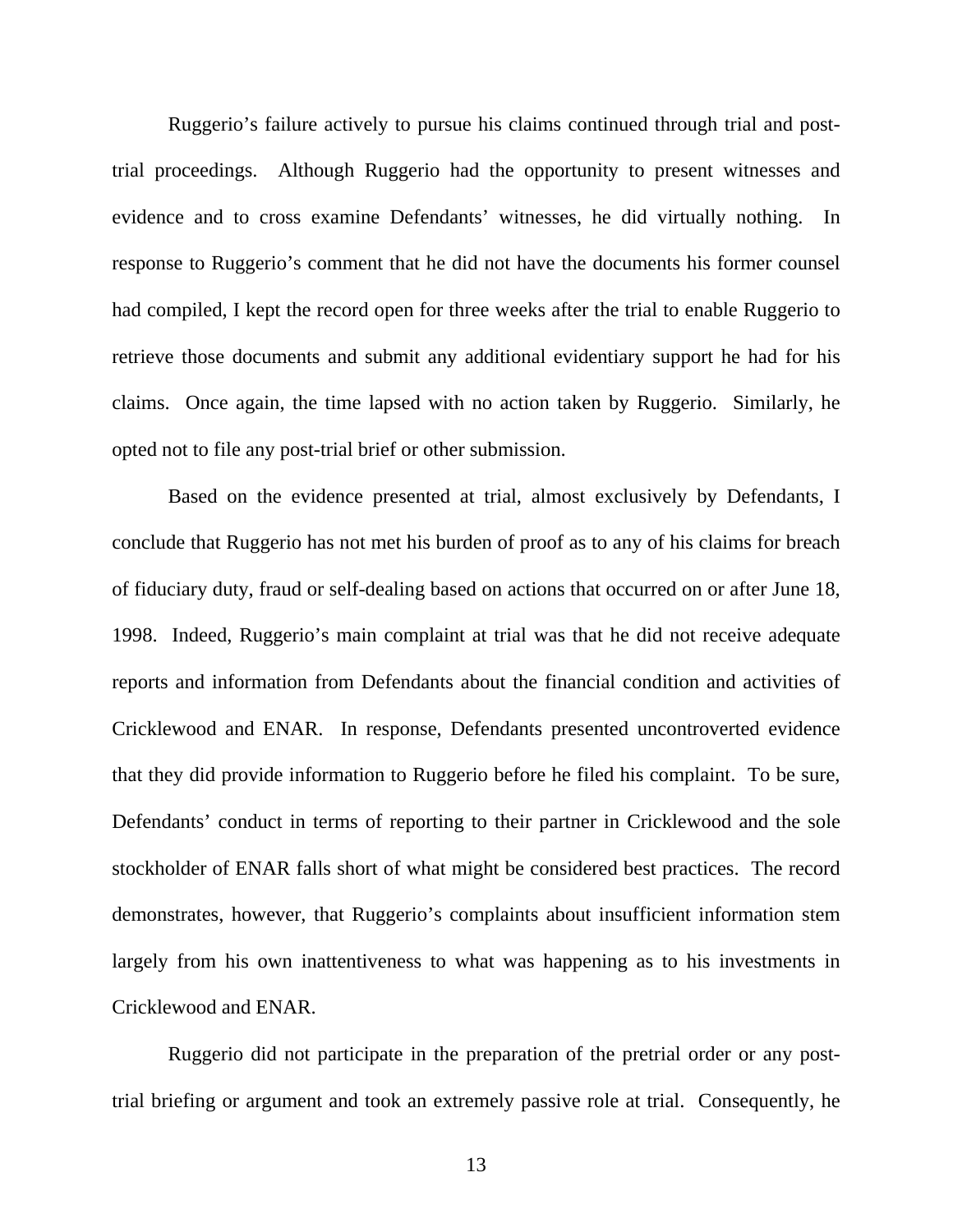Ruggerio's failure actively to pursue his claims continued through trial and post-trial proceedings. Although Ruggerio had the opportunity to present witnesses and evidence and to cross examine Defendants' witnesses, he did virtually nothing. In response to Ruggerio's comment that he did not have the documents his former counsel had compiled, I kept the record open for three weeks after the trial to enable Ruggerio to retrieve those documents and submit any additional evidentiary support he had for his claims. Once again, the time lapsed with no action taken by Ruggerio. Similarly, he opted not to file any post-trial brief or other submission.

Based on the evidence presented at trial, almost exclusively by Defendants, I conclude that Ruggerio has not met his burden of proof as to any of his claims for breach of fiduciary duty, fraud or self-dealing based on actions that occurred on or after June 18, 1998. Indeed, Ruggerio's main complaint at trial was that he did not receive adequate reports and information from Defendants about the financial condition and activities of Cricklewood and ENAR. In response, Defendants presented uncontroverted evidence that they did provide information to Ruggerio before he filed his complaint. To be sure, Defendants' conduct in terms of reporting to their partner in Cricklewood and the sole stockholder of ENAR falls short of what might be considered best practices. The record demonstrates, however, that Ruggerio's complaints about insufficient information stem largely from his own inattentiveness to what was happening as to his investments in Cricklewood and ENAR.

Ruggerio did not participate in the preparation of the pretrial order or any post-trial briefing or argument and took an extremely passive role at trial. Consequently, he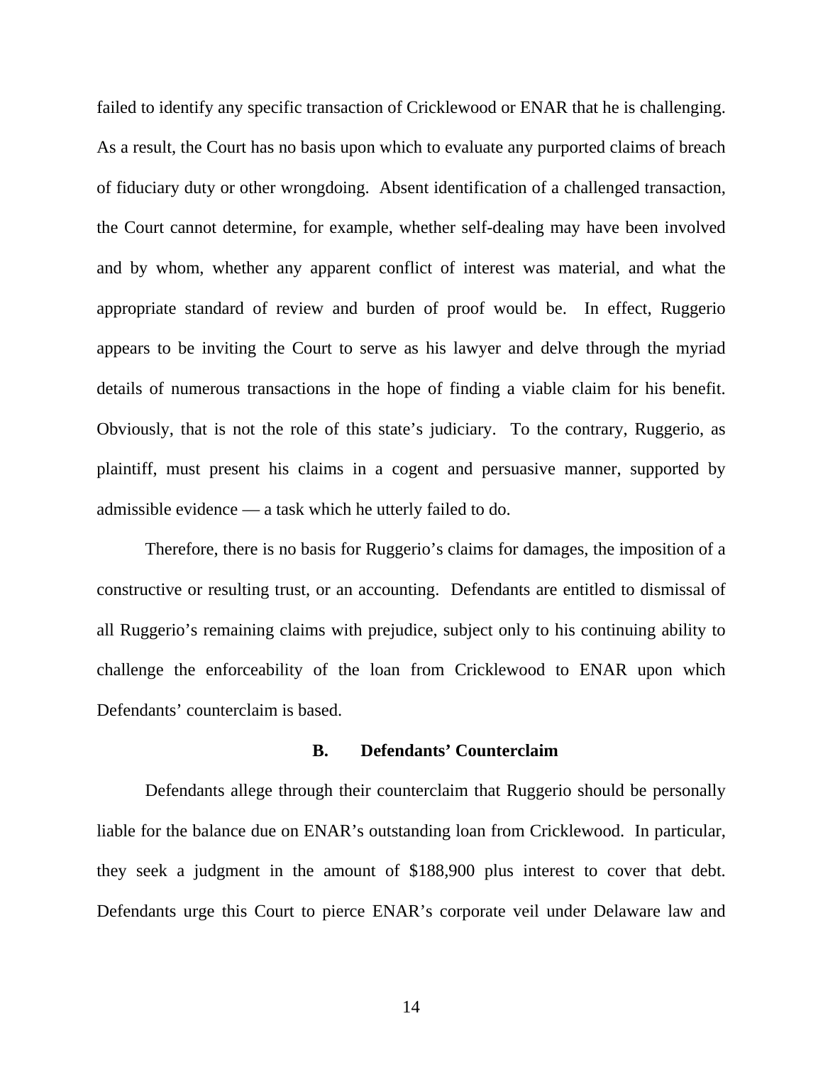failed to identify any specific transaction of Cricklewood or ENAR that he is challenging. As a result, the Court has no basis upon which to evaluate any purported claims of breach of fiduciary duty or other wrongdoing. Absent identification of a challenged transaction, the Court cannot determine, for example, whether self-dealing may have been involved and by whom, whether any apparent conflict of interest was material, and what the appropriate standard of review and burden of proof would be. In effect, Ruggerio appears to be inviting the Court to serve as his lawyer and delve through the myriad details of numerous transactions in the hope of finding a viable claim for his benefit. Obviously, that is not the role of this state's judiciary. To the contrary, Ruggerio, as plaintiff, must present his claims in a cogent and persuasive manner, supported by admissible evidence — a task which he utterly failed to do.

Therefore, there is no basis for Ruggerio's claims for damages, the imposition of a constructive or resulting trust, or an accounting. Defendants are entitled to dismissal of all Ruggerio's remaining claims with prejudice, subject only to his continuing ability to challenge the enforceability of the loan from Cricklewood to ENAR upon which Defendants' counterclaim is based.

### B. Defendants' Counterclaim

Defendants allege through their counterclaim that Ruggerio should be personally liable for the balance due on ENAR's outstanding loan from Cricklewood. In particular, they seek a judgment in the amount of $188,900 plus interest to cover that debt. Defendants urge this Court to pierce ENAR's corporate veil under Delaware law and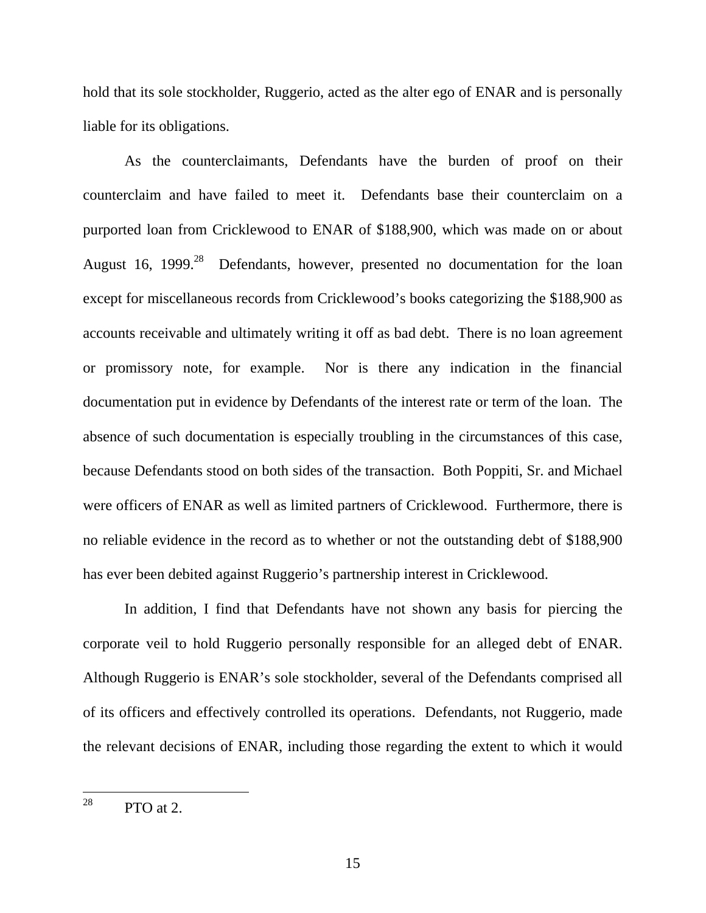hold that its sole stockholder, Ruggerio, acted as the alter ego of ENAR and is personally liable for its obligations.

As the counterclaimants, Defendants have the burden of proof on their counterclaim and have failed to meet it. Defendants base their counterclaim on a purported loan from Cricklewood to ENAR of $188,900, which was made on or about August 16, 1999.[28] Defendants, however, presented no documentation for the loan except for miscellaneous records from Cricklewood's books categorizing the $188,900 as accounts receivable and ultimately writing it off as bad debt. There is no loan agreement or promissory note, for example. Nor is there any indication in the financial documentation put in evidence by Defendants of the interest rate or term of the loan. The absence of such documentation is especially troubling in the circumstances of this case, because Defendants stood on both sides of the transaction. Both Poppiti, Sr. and Michael were officers of ENAR as well as limited partners of Cricklewood. Furthermore, there is no reliable evidence in the record as to whether or not the outstanding debt of $188,900 has ever been debited against Ruggerio's partnership interest in Cricklewood.

In addition, I find that Defendants have not shown any basis for piercing the corporate veil to hold Ruggerio personally responsible for an alleged debt of ENAR. Although Ruggerio is ENAR's sole stockholder, several of the Defendants comprised all of its officers and effectively controlled its operations. Defendants, not Ruggerio, made the relevant decisions of ENAR, including those regarding the extent to which it would

---

[28] PTO at 2.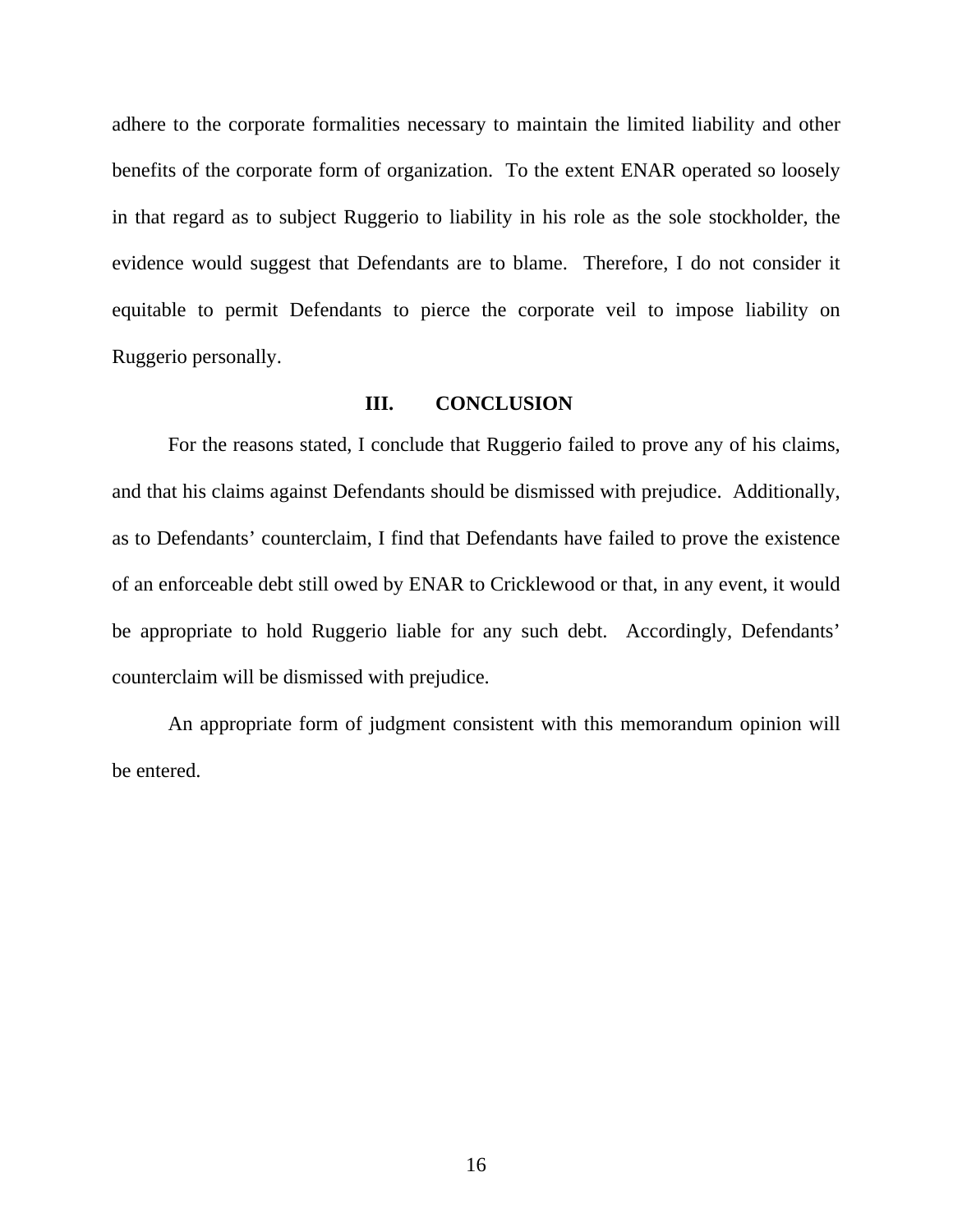adhere to the corporate formalities necessary to maintain the limited liability and other benefits of the corporate form of organization. To the extent ENAR operated so loosely in that regard as to subject Ruggerio to liability in his role as the sole stockholder, the evidence would suggest that Defendants are to blame. Therefore, I do not consider it equitable to permit Defendants to pierce the corporate veil to impose liability on Ruggerio personally.

## III. CONCLUSION

For the reasons stated, I conclude that Ruggerio failed to prove any of his claims, and that his claims against Defendants should be dismissed with prejudice. Additionally, as to Defendants' counterclaim, I find that Defendants have failed to prove the existence of an enforceable debt still owed by ENAR to Cricklewood or that, in any event, it would be appropriate to hold Ruggerio liable for any such debt. Accordingly, Defendants' counterclaim will be dismissed with prejudice.

An appropriate form of judgment consistent with this memorandum opinion will be entered.